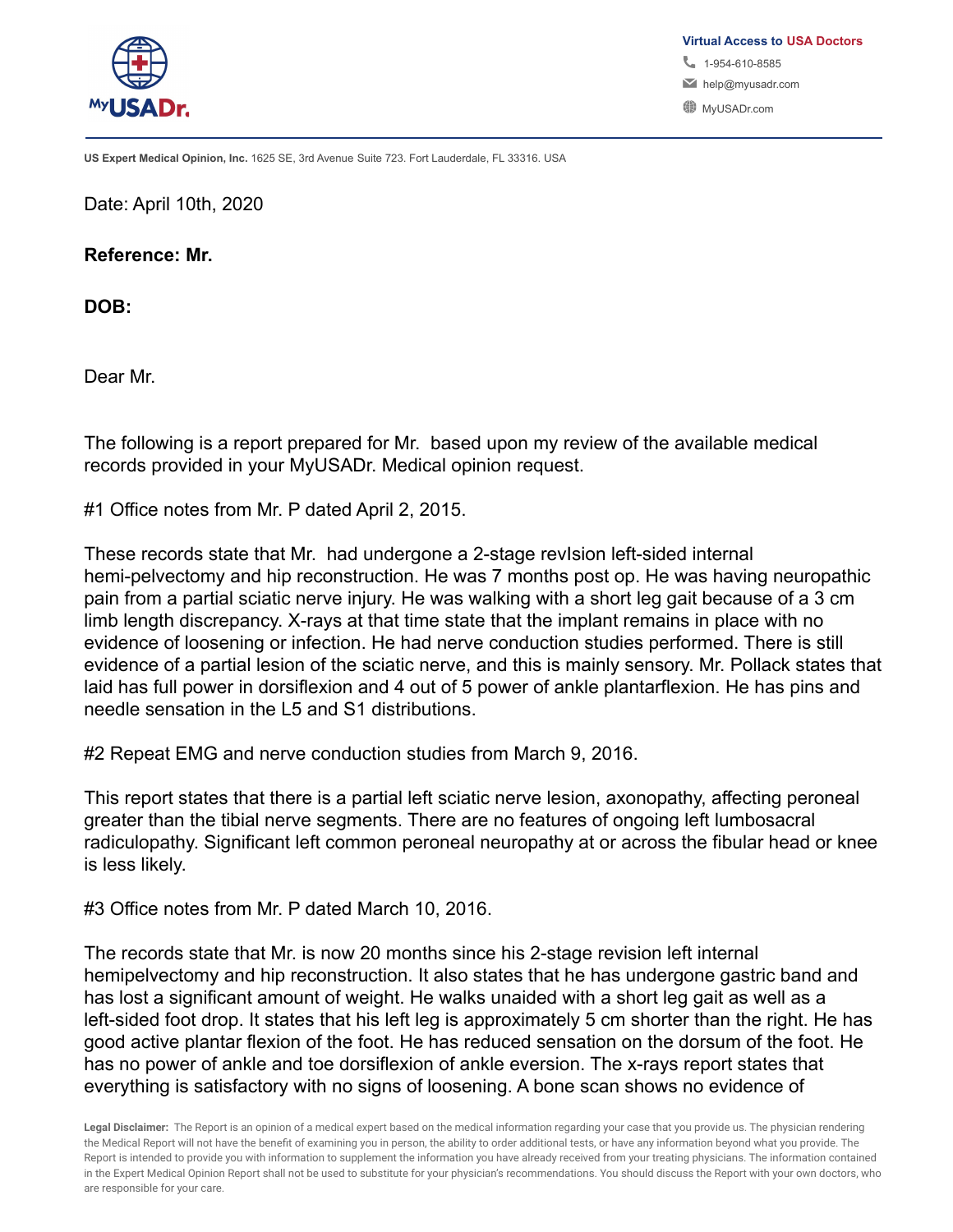**MyUSADr.**

Virtual Access to USA Doctors
1-954-610-8585
help@myusadr.com
MyUSADr.com

**US Expert Medical Opinion, Inc.** 1625 SE, 3rd Avenue Suite 723. Fort Lauderdale, FL 33316. USA

Date: April 10th, 2020

**Reference: Mr.**

**DOB:**

Dear Mr.

The following is a report prepared for Mr.  based upon my review of the available medical records provided in your MyUSADr. Medical opinion request.

#1 Office notes from Mr. P dated April 2, 2015.

These records state that Mr.  had undergone a 2-stage revIsion left-sided internal hemi-pelvectomy and hip reconstruction. He was 7 months post op. He was having neuropathic pain from a partial sciatic nerve injury. He was walking with a short leg gait because of a 3 cm limb length discrepancy. X-rays at that time state that the implant remains in place with no evidence of loosening or infection. He had nerve conduction studies performed. There is still evidence of a partial lesion of the sciatic nerve, and this is mainly sensory. Mr. Pollack states that laid has full power in dorsiflexion and 4 out of 5 power of ankle plantarflexion. He has pins and needle sensation in the L5 and S1 distributions.

#2 Repeat EMG and nerve conduction studies from March 9, 2016.

This report states that there is a partial left sciatic nerve lesion, axonopathy, affecting peroneal greater than the tibial nerve segments. There are no features of ongoing left lumbosacral radiculopathy. Significant left common peroneal neuropathy at or across the fibular head or knee is less likely.

#3 Office notes from Mr. P dated March 10, 2016.

The records state that Mr. is now 20 months since his 2-stage revision left internal hemipelvectomy and hip reconstruction. It also states that he has undergone gastric band and has lost a significant amount of weight. He walks unaided with a short leg gait as well as a left-sided foot drop. It states that his left leg is approximately 5 cm shorter than the right. He has good active plantar flexion of the foot. He has reduced sensation on the dorsum of the foot. He has no power of ankle and toe dorsiflexion of ankle eversion. The x-rays report states that everything is satisfactory with no signs of loosening. A bone scan shows no evidence of

**Legal Disclaimer:** The Report is an opinion of a medical expert based on the medical information regarding your case that you provide us. The physician rendering the Medical Report will not have the benefit of examining you in person, the ability to order additional tests, or have any information beyond what you provide. The Report is intended to provide you with information to supplement the information you have already received from your treating physicians. The information contained in the Expert Medical Opinion Report shall not be used to substitute for your physician's recommendations. You should discuss the Report with your own doctors, who are responsible for your care.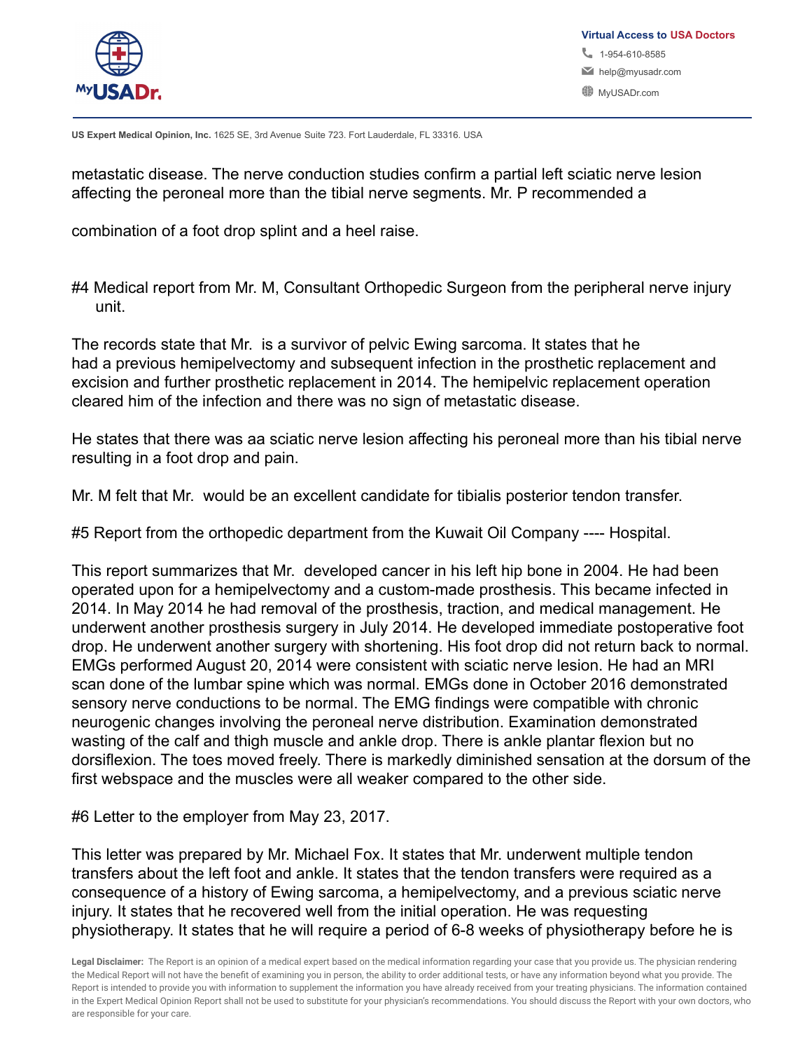metastatic disease. The nerve conduction studies confirm a partial left sciatic nerve lesion affecting the peroneal more than the tibial nerve segments. Mr. P recommended a

combination of a foot drop splint and a heel raise.

#4 Medical report from Mr. M, Consultant Orthopedic Surgeon from the peripheral nerve injury unit.

The records state that Mr.  is a survivor of pelvic Ewing sarcoma. It states that he had a previous hemipelvectomy and subsequent infection in the prosthetic replacement and excision and further prosthetic replacement in 2014. The hemipelvic replacement operation cleared him of the infection and there was no sign of metastatic disease.

He states that there was aa sciatic nerve lesion affecting his peroneal more than his tibial nerve resulting in a foot drop and pain.

Mr. M felt that Mr.  would be an excellent candidate for tibialis posterior tendon transfer.

#5 Report from the orthopedic department from the Kuwait Oil Company ---- Hospital.

This report summarizes that Mr.  developed cancer in his left hip bone in 2004. He had been operated upon for a hemipelvectomy and a custom-made prosthesis. This became infected in 2014. In May 2014 he had removal of the prosthesis, traction, and medical management. He underwent another prosthesis surgery in July 2014. He developed immediate postoperative foot drop. He underwent another surgery with shortening. His foot drop did not return back to normal. EMGs performed August 20, 2014 were consistent with sciatic nerve lesion. He had an MRI scan done of the lumbar spine which was normal. EMGs done in October 2016 demonstrated sensory nerve conductions to be normal. The EMG findings were compatible with chronic neurogenic changes involving the peroneal nerve distribution. Examination demonstrated wasting of the calf and thigh muscle and ankle drop. There is ankle plantar flexion but no dorsiflexion. The toes moved freely. There is markedly diminished sensation at the dorsum of the first webspace and the muscles were all weaker compared to the other side.

#6 Letter to the employer from May 23, 2017.

This letter was prepared by Mr. Michael Fox. It states that Mr. underwent multiple tendon transfers about the left foot and ankle. It states that the tendon transfers were required as a consequence of a history of Ewing sarcoma, a hemipelvectomy, and a previous sciatic nerve injury. It states that he recovered well from the initial operation. He was requesting physiotherapy. It states that he will require a period of 6-8 weeks of physiotherapy before he is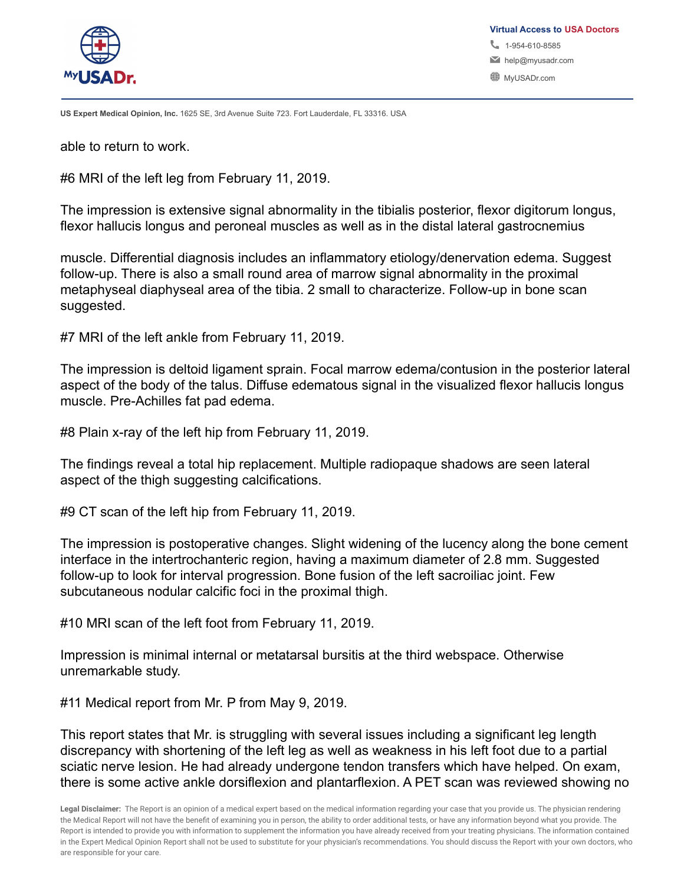able to return to work.

#6 MRI of the left leg from February 11, 2019.

The impression is extensive signal abnormality in the tibialis posterior, flexor digitorum longus, flexor hallucis longus and peroneal muscles as well as in the distal lateral gastrocnemius

muscle. Differential diagnosis includes an inflammatory etiology/denervation edema. Suggest follow-up. There is also a small round area of marrow signal abnormality in the proximal metaphyseal diaphyseal area of the tibia. 2 small to characterize. Follow-up in bone scan suggested.

#7 MRI of the left ankle from February 11, 2019.

The impression is deltoid ligament sprain. Focal marrow edema/contusion in the posterior lateral aspect of the body of the talus. Diffuse edematous signal in the visualized flexor hallucis longus muscle. Pre-Achilles fat pad edema.

#8 Plain x-ray of the left hip from February 11, 2019.

The findings reveal a total hip replacement. Multiple radiopaque shadows are seen lateral aspect of the thigh suggesting calcifications.

#9 CT scan of the left hip from February 11, 2019.

The impression is postoperative changes. Slight widening of the lucency along the bone cement interface in the intertrochanteric region, having a maximum diameter of 2.8 mm. Suggested follow-up to look for interval progression. Bone fusion of the left sacroiliac joint. Few subcutaneous nodular calcific foci in the proximal thigh.

#10 MRI scan of the left foot from February 11, 2019.

Impression is minimal internal or metatarsal bursitis at the third webspace. Otherwise unremarkable study.

#11 Medical report from Mr. P from May 9, 2019.

This report states that Mr. is struggling with several issues including a significant leg length discrepancy with shortening of the left leg as well as weakness in his left foot due to a partial sciatic nerve lesion. He had already undergone tendon transfers which have helped. On exam, there is some active ankle dorsiflexion and plantarflexion. A PET scan was reviewed showing no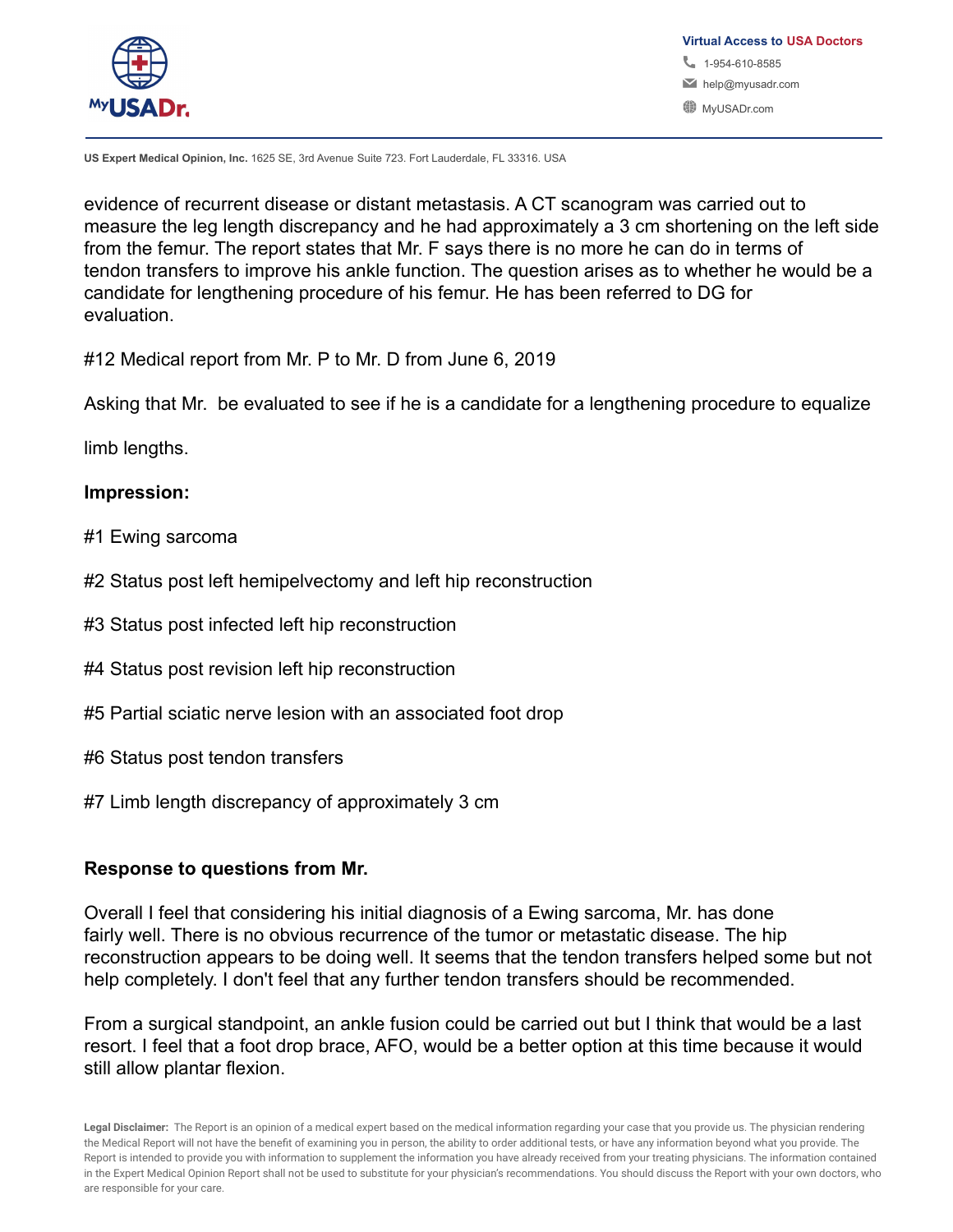evidence of recurrent disease or distant metastasis. A CT scanogram was carried out to measure the leg length discrepancy and he had approximately a 3 cm shortening on the left side from the femur. The report states that Mr. F says there is no more he can do in terms of tendon transfers to improve his ankle function. The question arises as to whether he would be a candidate for lengthening procedure of his femur. He has been referred to DG for evaluation.

#12 Medical report from Mr. P to Mr. D from June 6, 2019

Asking that Mr.  be evaluated to see if he is a candidate for a lengthening procedure to equalize

limb lengths.

**Impression:**

#1 Ewing sarcoma

#2 Status post left hemipelvectomy and left hip reconstruction

#3 Status post infected left hip reconstruction

#4 Status post revision left hip reconstruction

#5 Partial sciatic nerve lesion with an associated foot drop

#6 Status post tendon transfers

#7 Limb length discrepancy of approximately 3 cm

**Response to questions from Mr.**

Overall I feel that considering his initial diagnosis of a Ewing sarcoma, Mr. has done fairly well. There is no obvious recurrence of the tumor or metastatic disease. The hip reconstruction appears to be doing well. It seems that the tendon transfers helped some but not help completely. I don't feel that any further tendon transfers should be recommended.

From a surgical standpoint, an ankle fusion could be carried out but I think that would be a last resort. I feel that a foot drop brace, AFO, would be a better option at this time because it would still allow plantar flexion.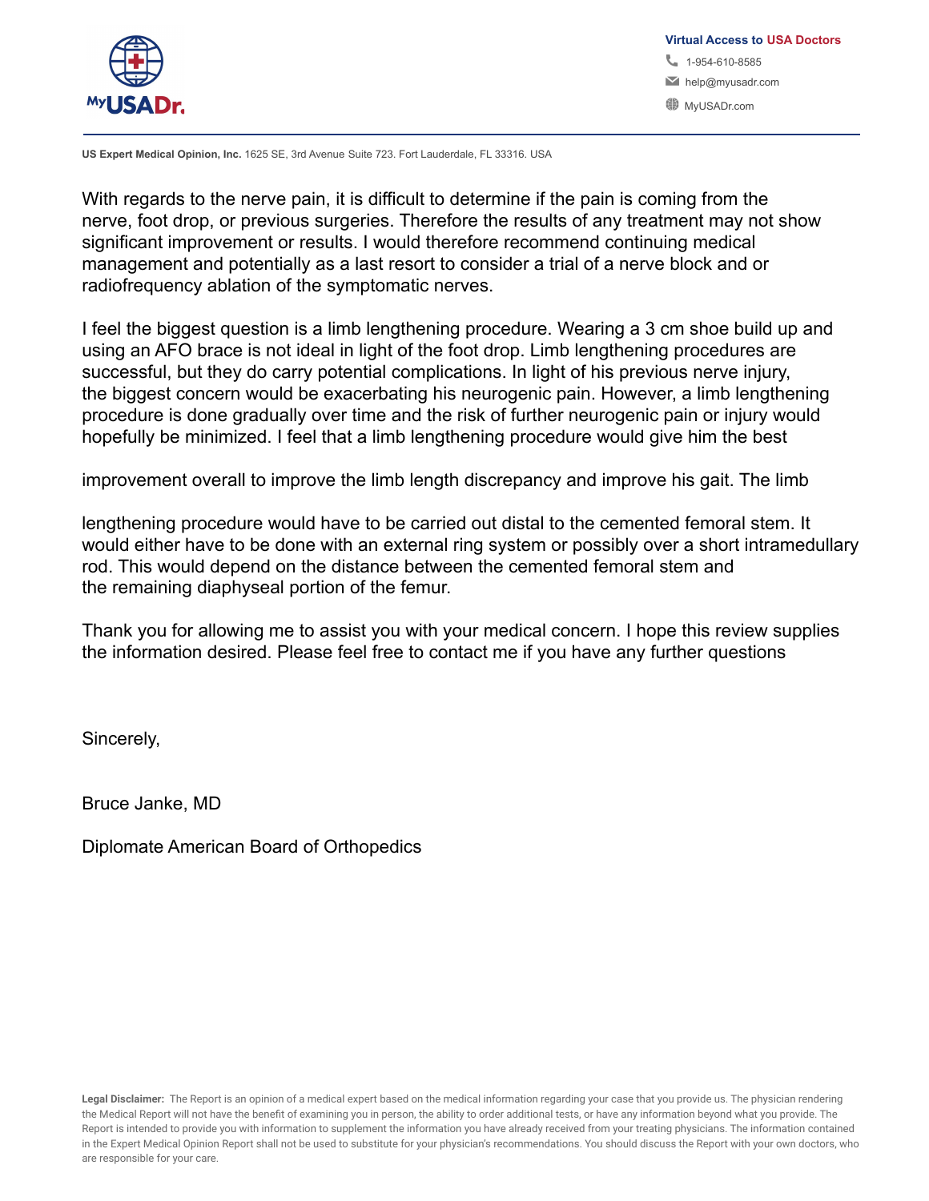With regards to the nerve pain, it is difficult to determine if the pain is coming from the nerve, foot drop, or previous surgeries. Therefore the results of any treatment may not show significant improvement or results. I would therefore recommend continuing medical management and potentially as a last resort to consider a trial of a nerve block and or radiofrequency ablation of the symptomatic nerves.

I feel the biggest question is a limb lengthening procedure. Wearing a 3 cm shoe build up and using an AFO brace is not ideal in light of the foot drop. Limb lengthening procedures are successful, but they do carry potential complications. In light of his previous nerve injury, the biggest concern would be exacerbating his neurogenic pain. However, a limb lengthening procedure is done gradually over time and the risk of further neurogenic pain or injury would hopefully be minimized. I feel that a limb lengthening procedure would give him the best

improvement overall to improve the limb length discrepancy and improve his gait. The limb

lengthening procedure would have to be carried out distal to the cemented femoral stem. It would either have to be done with an external ring system or possibly over a short intramedullary rod. This would depend on the distance between the cemented femoral stem and the remaining diaphyseal portion of the femur.

Thank you for allowing me to assist you with your medical concern. I hope this review supplies the information desired. Please feel free to contact me if you have any further questions

Sincerely,

Bruce Janke, MD

Diplomate American Board of Orthopedics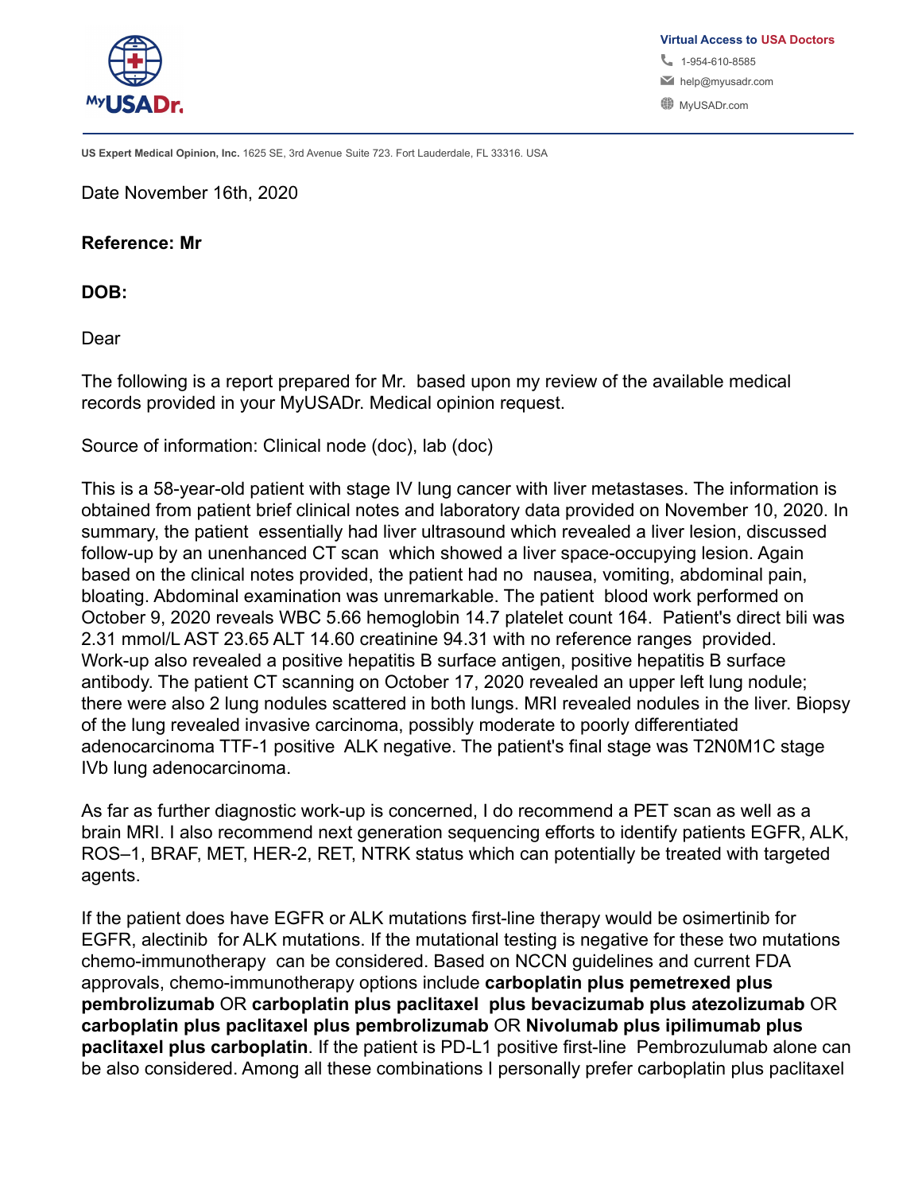US Expert Medical Opinion, Inc. 1625 SE, 3rd Avenue Suite 723. Fort Lauderdale, FL 33316. USA

Date November 16th, 2020

**Reference: Mr**

**DOB:**

Dear

The following is a report prepared for Mr.  based upon my review of the available medical records provided in your MyUSADr. Medical opinion request.

Source of information: Clinical node (doc), lab (doc)

This is a 58-year-old patient with stage IV lung cancer with liver metastases. The information is obtained from patient brief clinical notes and laboratory data provided on November 10, 2020. In summary, the patient  essentially had liver ultrasound which revealed a liver lesion, discussed follow-up by an unenhanced CT scan  which showed a liver space-occupying lesion. Again based on the clinical notes provided, the patient had no  nausea, vomiting, abdominal pain, bloating. Abdominal examination was unremarkable. The patient  blood work performed on October 9, 2020 reveals WBC 5.66 hemoglobin 14.7 platelet count 164.  Patient's direct bili was 2.31 mmol/L AST 23.65 ALT 14.60 creatinine 94.31 with no reference ranges  provided. Work-up also revealed a positive hepatitis B surface antigen, positive hepatitis B surface antibody. The patient CT scanning on October 17, 2020 revealed an upper left lung nodule; there were also 2 lung nodules scattered in both lungs. MRI revealed nodules in the liver. Biopsy of the lung revealed invasive carcinoma, possibly moderate to poorly differentiated adenocarcinoma TTF-1 positive  ALK negative. The patient's final stage was T2N0M1C stage IVb lung adenocarcinoma.

As far as further diagnostic work-up is concerned, I do recommend a PET scan as well as a brain MRI. I also recommend next generation sequencing efforts to identify patients EGFR, ALK, ROS–1, BRAF, MET, HER-2, RET, NTRK status which can potentially be treated with targeted agents.

If the patient does have EGFR or ALK mutations first-line therapy would be osimertinib for EGFR, alectinib  for ALK mutations. If the mutational testing is negative for these two mutations chemo-immunotherapy  can be considered. Based on NCCN guidelines and current FDA approvals, chemo-immunotherapy options include **carboplatin plus pemetrexed plus pembrolizumab** OR **carboplatin plus paclitaxel  plus bevacizumab plus atezolizumab** OR **carboplatin plus paclitaxel plus pembrolizumab** OR **Nivolumab plus ipilimumab plus paclitaxel plus carboplatin**. If the patient is PD-L1 positive first-line  Pembrozulumab alone can be also considered. Among all these combinations I personally prefer carboplatin plus paclitaxel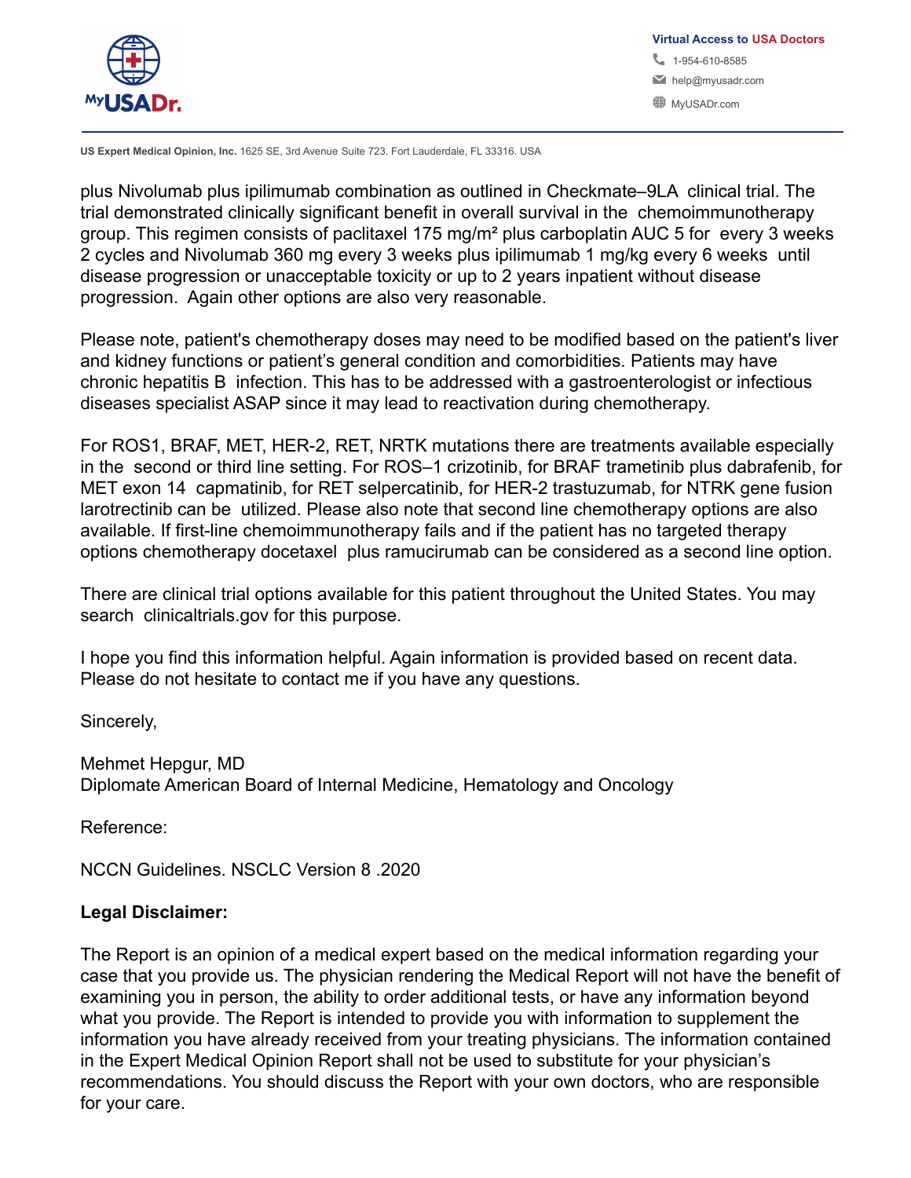plus Nivolumab plus ipilimumab combination as outlined in Checkmate–9LA clinical trial. The trial demonstrated clinically significant benefit in overall survival in the chemoimmunotherapy group. This regimen consists of paclitaxel 175 mg/m² plus carboplatin AUC 5 for every 3 weeks 2 cycles and Nivolumab 360 mg every 3 weeks plus ipilimumab 1 mg/kg every 6 weeks until disease progression or unacceptable toxicity or up to 2 years inpatient without disease progression. Again other options are also very reasonable.

Please note, patient's chemotherapy doses may need to be modified based on the patient's liver and kidney functions or patient's general condition and comorbidities. Patients may have chronic hepatitis B infection. This has to be addressed with a gastroenterologist or infectious diseases specialist ASAP since it may lead to reactivation during chemotherapy.

For ROS1, BRAF, MET, HER-2, RET, NRTK mutations there are treatments available especially in the second or third line setting. For ROS–1 crizotinib, for BRAF trametinib plus dabrafenib, for MET exon 14 capmatinib, for RET selpercatinib, for HER-2 trastuzumab, for NTRK gene fusion larotrectinib can be utilized. Please also note that second line chemotherapy options are also available. If first-line chemoimmunotherapy fails and if the patient has no targeted therapy options chemotherapy docetaxel plus ramucirumab can be considered as a second line option.

There are clinical trial options available for this patient throughout the United States. You may search clinicaltrials.gov for this purpose.

I hope you find this information helpful. Again information is provided based on recent data. Please do not hesitate to contact me if you have any questions.

Sincerely,

Mehmet Hepgur, MD
Diplomate American Board of Internal Medicine, Hematology and Oncology

Reference:

NCCN Guidelines. NSCLC Version 8 .2020

**Legal Disclaimer:**

The Report is an opinion of a medical expert based on the medical information regarding your case that you provide us. The physician rendering the Medical Report will not have the benefit of examining you in person, the ability to order additional tests, or have any information beyond what you provide. The Report is intended to provide you with information to supplement the information you have already received from your treating physicians. The information contained in the Expert Medical Opinion Report shall not be used to substitute for your physician's recommendations. You should discuss the Report with your own doctors, who are responsible for your care.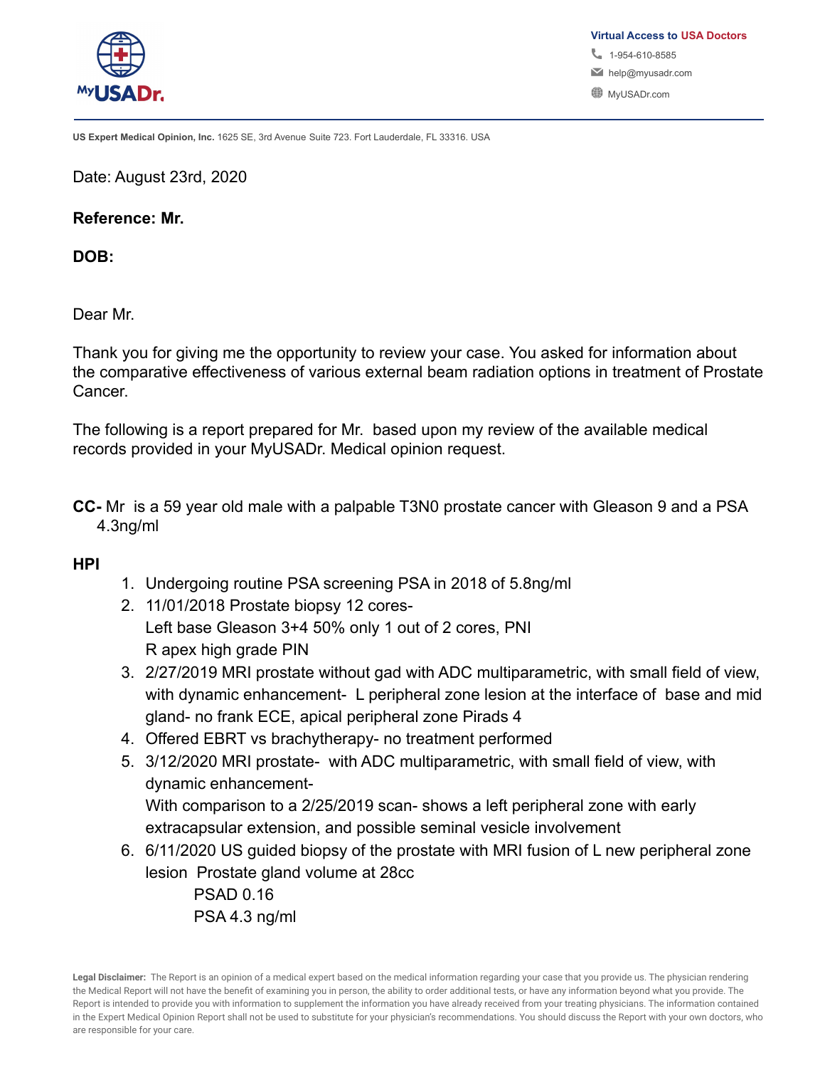US Expert Medical Opinion, Inc. 1625 SE, 3rd Avenue Suite 723. Fort Lauderdale, FL 33316. USA

Date: August 23rd, 2020

**Reference: Mr.**

**DOB:**

Dear Mr.

Thank you for giving me the opportunity to review your case. You asked for information about the comparative effectiveness of various external beam radiation options in treatment of Prostate Cancer.

The following is a report prepared for Mr.  based upon my review of the available medical records provided in your MyUSADr. Medical opinion request.

**CC-** Mr  is a 59 year old male with a palpable T3N0 prostate cancer with Gleason 9 and a PSA 4.3ng/ml

**HPI**

1. Undergoing routine PSA screening PSA in 2018 of 5.8ng/ml
2. 11/01/2018 Prostate biopsy 12 cores-  
   Left base Gleason 3+4 50% only 1 out of 2 cores, PNI  
   R apex high grade PIN
3. 2/27/2019 MRI prostate without gad with ADC multiparametric, with small field of view, with dynamic enhancement- L peripheral zone lesion at the interface of base and mid gland- no frank ECE, apical peripheral zone Pirads 4
4. Offered EBRT vs brachytherapy- no treatment performed
5. 3/12/2020 MRI prostate- with ADC multiparametric, with small field of view, with dynamic enhancement-  
   With comparison to a 2/25/2019 scan- shows a left peripheral zone with early extracapsular extension, and possible seminal vesicle involvement
6. 6/11/2020 US guided biopsy of the prostate with MRI fusion of L new peripheral zone lesion  Prostate gland volume at 28cc  
   PSAD 0.16  
   PSA 4.3 ng/ml

**Legal Disclaimer:** The Report is an opinion of a medical expert based on the medical information regarding your case that you provide us. The physician rendering the Medical Report will not have the benefit of examining you in person, the ability to order additional tests, or have any information beyond what you provide. The Report is intended to provide you with information to supplement the information you have already received from your treating physicians. The information contained in the Expert Medical Opinion Report shall not be used to substitute for your physician's recommendations. You should discuss the Report with your own doctors, who are responsible for your care.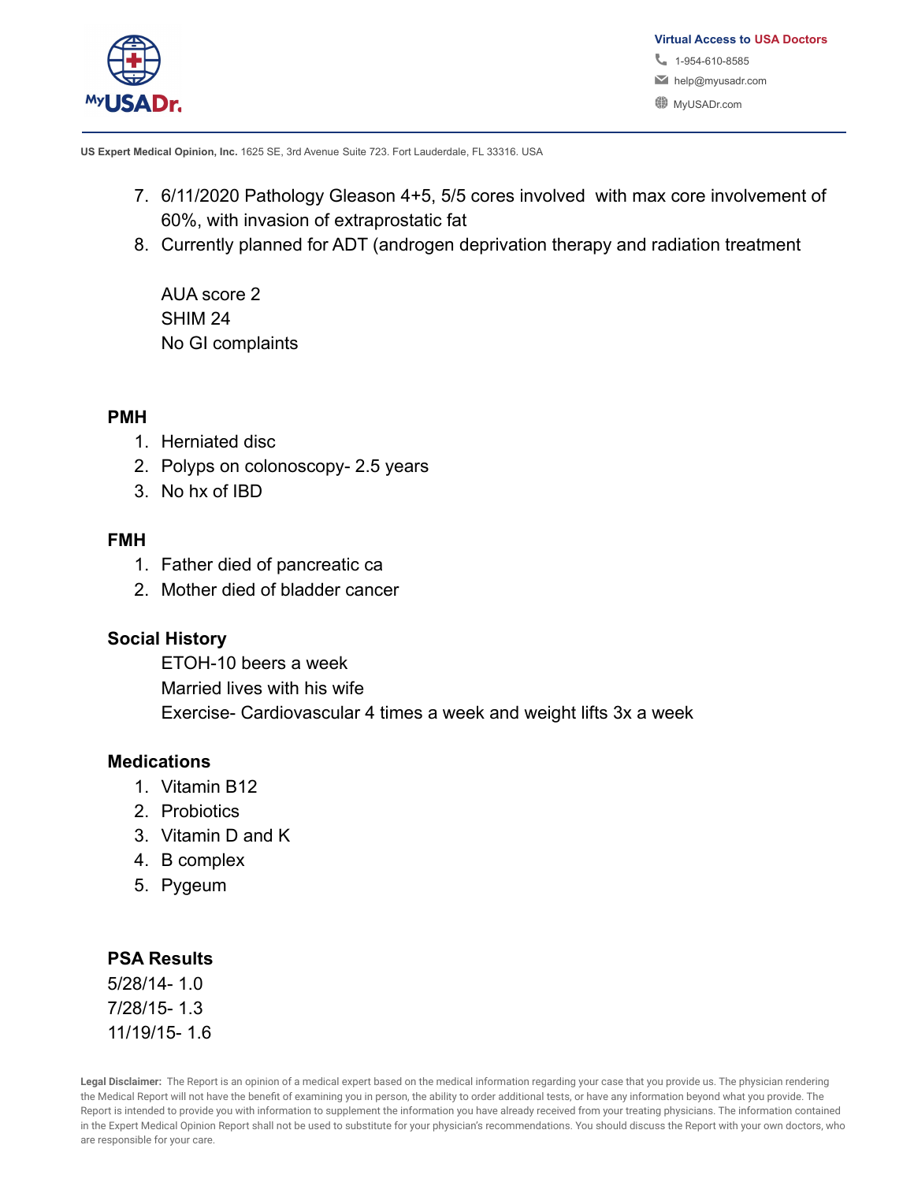7. 6/11/2020 Pathology Gleason 4+5, 5/5 cores involved with max core involvement of 60%, with invasion of extraprostatic fat
8. Currently planned for ADT (androgen deprivation therapy and radiation treatment

   AUA score 2
   SHIM 24
   No GI complaints

**PMH**

1. Herniated disc
2. Polyps on colonoscopy- 2.5 years
3. No hx of IBD

**FMH**

1. Father died of pancreatic ca
2. Mother died of bladder cancer

**Social History**

ETOH-10 beers a week
Married lives with his wife
Exercise- Cardiovascular 4 times a week and weight lifts 3x a week

**Medications**

1. Vitamin B12
2. Probiotics
3. Vitamin D and K
4. B complex
5. Pygeum

**PSA Results**

5/28/14- 1.0
7/28/15- 1.3
11/19/15- 1.6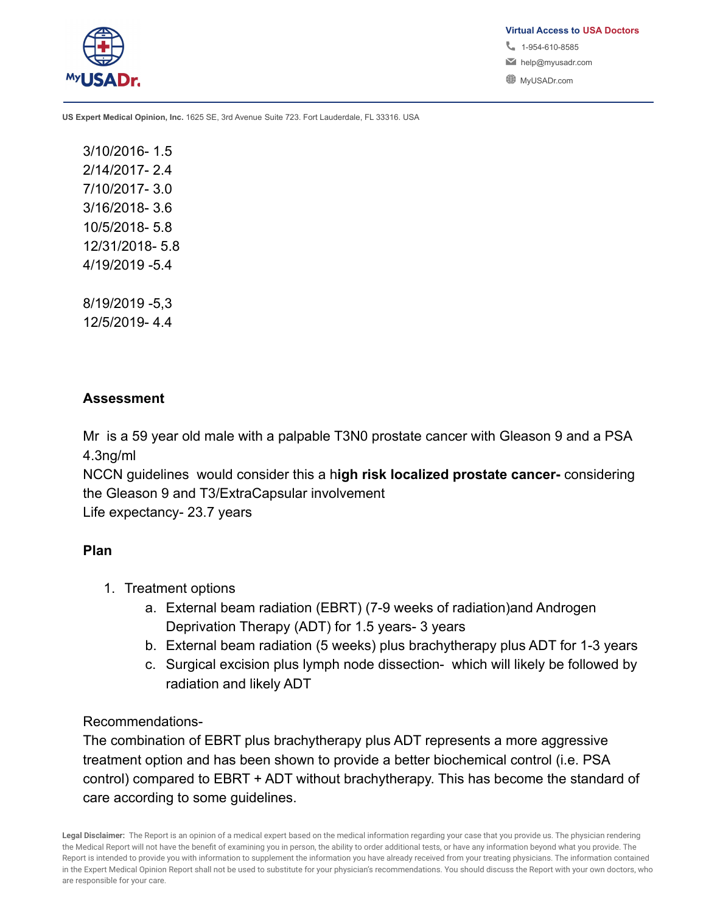3/10/2016- 1.5
2/14/2017- 2.4
7/10/2017- 3.0
3/16/2018- 3.6
10/5/2018- 5.8
12/31/2018- 5.8
4/19/2019 -5.4

8/19/2019 -5,3
12/5/2019- 4.4

**Assessment**

Mr  is a 59 year old male with a palpable T3N0 prostate cancer with Gleason 9 and a PSA 4.3ng/ml
NCCN guidelines  would consider this a h**igh risk localized prostate cancer-** considering the Gleason 9 and T3/ExtraCapsular involvement
Life expectancy- 23.7 years

**Plan**

1. Treatment options
    a. External beam radiation (EBRT) (7-9 weeks of radiation)and Androgen Deprivation Therapy (ADT) for 1.5 years- 3 years
    b. External beam radiation (5 weeks) plus brachytherapy plus ADT for 1-3 years
    c. Surgical excision plus lymph node dissection-  which will likely be followed by radiation and likely ADT

Recommendations-
The combination of EBRT plus brachytherapy plus ADT represents a more aggressive treatment option and has been shown to provide a better biochemical control (i.e. PSA control) compared to EBRT + ADT without brachytherapy. This has become the standard of care according to some guidelines.

**Legal Disclaimer:** The Report is an opinion of a medical expert based on the medical information regarding your case that you provide us. The physician rendering the Medical Report will not have the benefit of examining you in person, the ability to order additional tests, or have any information beyond what you provide. The Report is intended to provide you with information to supplement the information you have already received from your treating physicians. The information contained in the Expert Medical Opinion Report shall not be used to substitute for your physician's recommendations. You should discuss the Report with your own doctors, who are responsible for your care.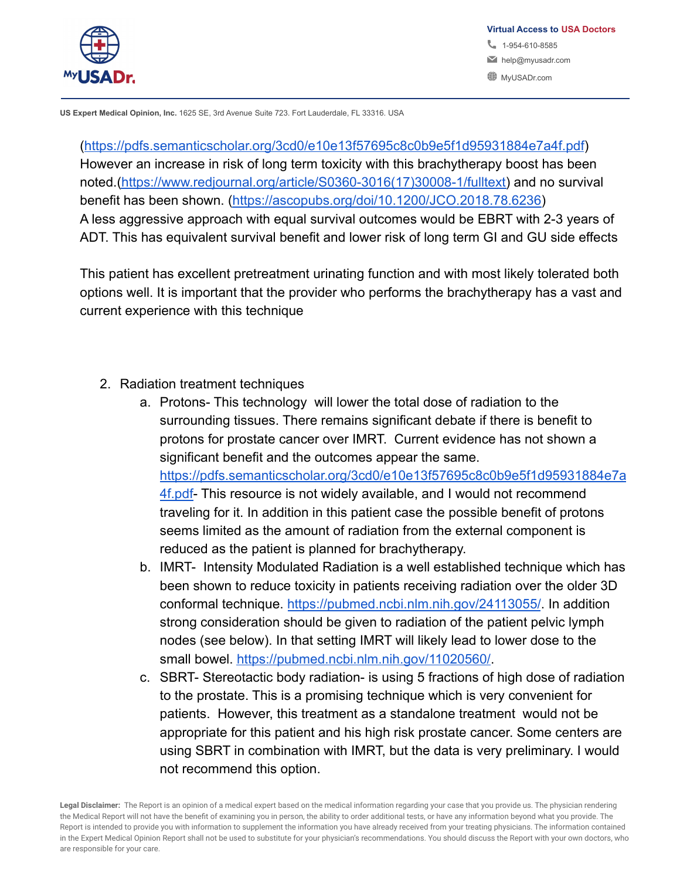(https://pdfs.semanticscholar.org/3cd0/e10e13f57695c8c0b9e5f1d95931884e7a4f.pdf) However an increase in risk of long term toxicity with this brachytherapy boost has been noted.(https://www.redjournal.org/article/S0360-3016(17)30008-1/fulltext) and no survival benefit has been shown. (https://ascopubs.org/doi/10.1200/JCO.2018.78.6236)
A less aggressive approach with equal survival outcomes would be EBRT with 2-3 years of ADT. This has equivalent survival benefit and lower risk of long term GI and GU side effects

This patient has excellent pretreatment urinating function and with most likely tolerated both options well. It is important that the provider who performs the brachytherapy has a vast and current experience with this technique

2. Radiation treatment techniques
    a. Protons- This technology will lower the total dose of radiation to the surrounding tissues. There remains significant debate if there is benefit to protons for prostate cancer over IMRT. Current evidence has not shown a significant benefit and the outcomes appear the same. https://pdfs.semanticscholar.org/3cd0/e10e13f57695c8c0b9e5f1d95931884e7a4f.pdf- This resource is not widely available, and I would not recommend traveling for it. In addition in this patient case the possible benefit of protons seems limited as the amount of radiation from the external component is reduced as the patient is planned for brachytherapy.
    b. IMRT- Intensity Modulated Radiation is a well established technique which has been shown to reduce toxicity in patients receiving radiation over the older 3D conformal technique. https://pubmed.ncbi.nlm.nih.gov/24113055/. In addition strong consideration should be given to radiation of the patient pelvic lymph nodes (see below). In that setting IMRT will likely lead to lower dose to the small bowel. https://pubmed.ncbi.nlm.nih.gov/11020560/.
    c. SBRT- Stereotactic body radiation- is using 5 fractions of high dose of radiation to the prostate. This is a promising technique which is very convenient for patients. However, this treatment as a standalone treatment would not be appropriate for this patient and his high risk prostate cancer. Some centers are using SBRT in combination with IMRT, but the data is very preliminary. I would not recommend this option.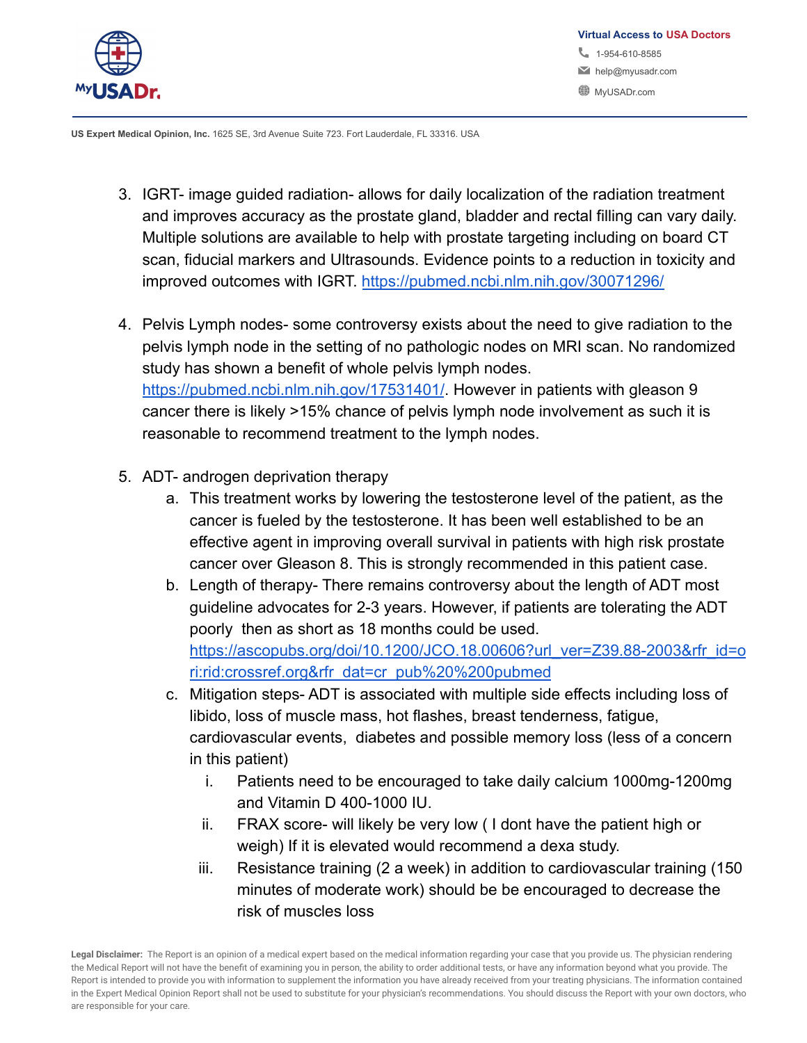3. IGRT- image guided radiation- allows for daily localization of the radiation treatment and improves accuracy as the prostate gland, bladder and rectal filling can vary daily. Multiple solutions are available to help with prostate targeting including on board CT scan, fiducial markers and Ultrasounds. Evidence points to a reduction in toxicity and improved outcomes with IGRT. https://pubmed.ncbi.nlm.nih.gov/30071296/

4. Pelvis Lymph nodes- some controversy exists about the need to give radiation to the pelvis lymph node in the setting of no pathologic nodes on MRI scan. No randomized study has shown a benefit of whole pelvis lymph nodes. https://pubmed.ncbi.nlm.nih.gov/17531401/. However in patients with gleason 9 cancer there is likely >15% chance of pelvis lymph node involvement as such it is reasonable to recommend treatment to the lymph nodes.

5. ADT- androgen deprivation therapy
   a. This treatment works by lowering the testosterone level of the patient, as the cancer is fueled by the testosterone. It has been well established to be an effective agent in improving overall survival in patients with high risk prostate cancer over Gleason 8. This is strongly recommended in this patient case.
   b. Length of therapy- There remains controversy about the length of ADT most guideline advocates for 2-3 years. However, if patients are tolerating the ADT poorly then as short as 18 months could be used. https://ascopubs.org/doi/10.1200/JCO.18.00606?url_ver=Z39.88-2003&rfr_id=ori:rid:crossref.org&rfr_dat=cr_pub%20%200pubmed
   c. Mitigation steps- ADT is associated with multiple side effects including loss of libido, loss of muscle mass, hot flashes, breast tenderness, fatigue, cardiovascular events, diabetes and possible memory loss (less of a concern in this patient)
      i. Patients need to be encouraged to take daily calcium 1000mg-1200mg and Vitamin D 400-1000 IU.
      ii. FRAX score- will likely be very low ( I dont have the patient high or weigh) If it is elevated would recommend a dexa study.
      iii. Resistance training (2 a week) in addition to cardiovascular training (150 minutes of moderate work) should be be encouraged to decrease the risk of muscles loss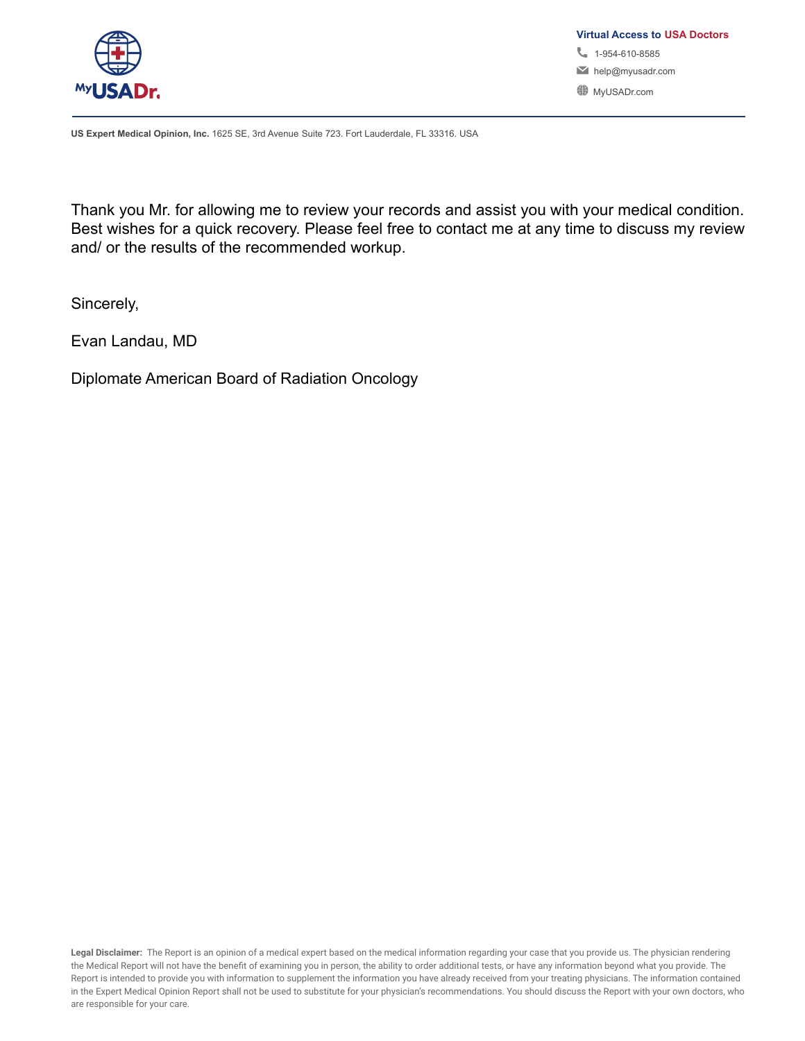Thank you Mr. for allowing me to review your records and assist you with your medical condition. Best wishes for a quick recovery. Please feel free to contact me at any time to discuss my review and/ or the results of the recommended workup.

Sincerely,

Evan Landau, MD

Diplomate American Board of Radiation Oncology

**Legal Disclaimer:** The Report is an opinion of a medical expert based on the medical information regarding your case that you provide us. The physician rendering the Medical Report will not have the benefit of examining you in person, the ability to order additional tests, or have any information beyond what you provide. The Report is intended to provide you with information to supplement the information you have already received from your treating physicians. The information contained in the Expert Medical Opinion Report shall not be used to substitute for your physician's recommendations. You should discuss the Report with your own doctors, who are responsible for your care.